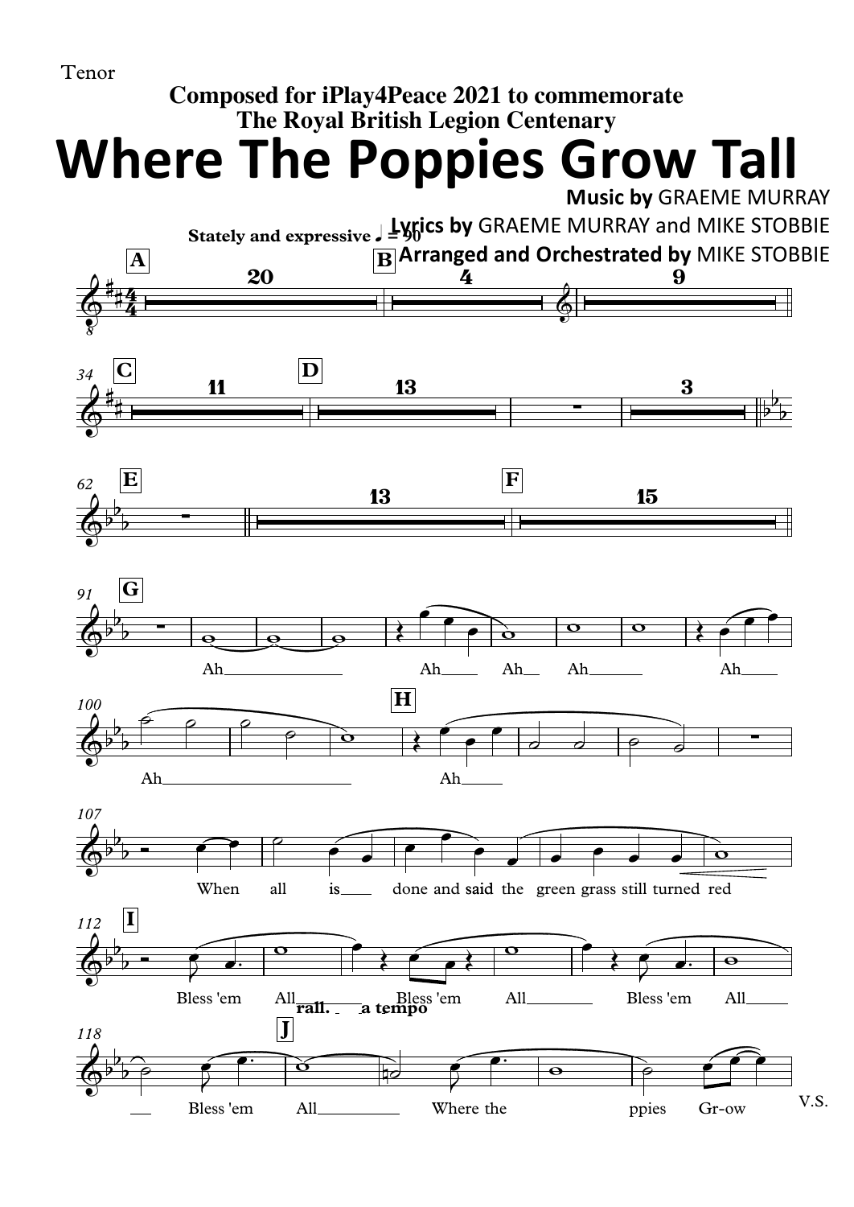Tenor

**Composed for iPlay4Peace 2021 to commemorate**
**The Royal British Legion Centenary**

# Where The Poppies Grow Tall

**Music by** GRAEME MURRAY
**Lyrics by** GRAEME MURRAY and MIKE STOBBIE
**Arranged and Orchestrated by** MIKE STOBBIE

**Stately and expressive ♩ = 90**

Ah Ah Ah Ah Ah Ah

Ah

When all is done and said the green grass still turned red

Bless 'em All Bless 'em All Bless 'em All

Bless 'em All Where the ppies Gr-ow

rall. a tempo

V.S.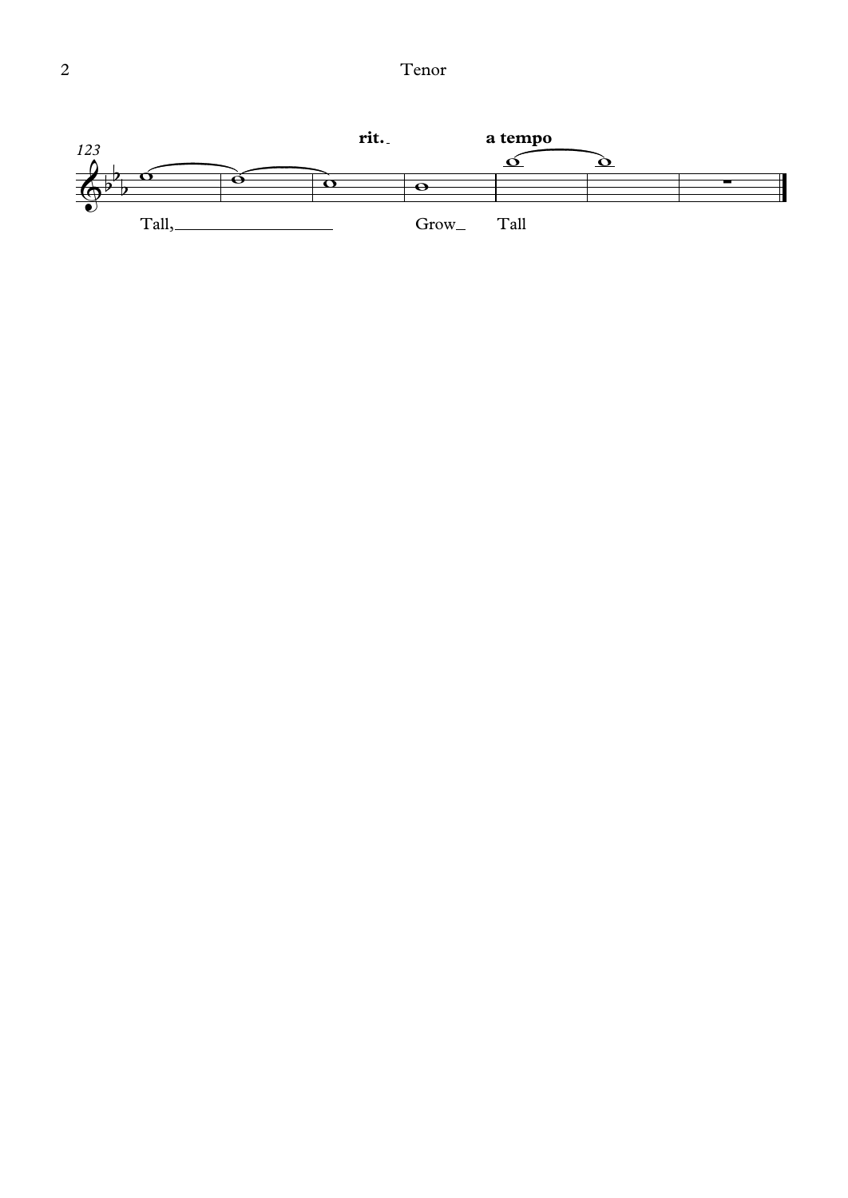123

rit.

a tempo

Tall,

Grow

Tall